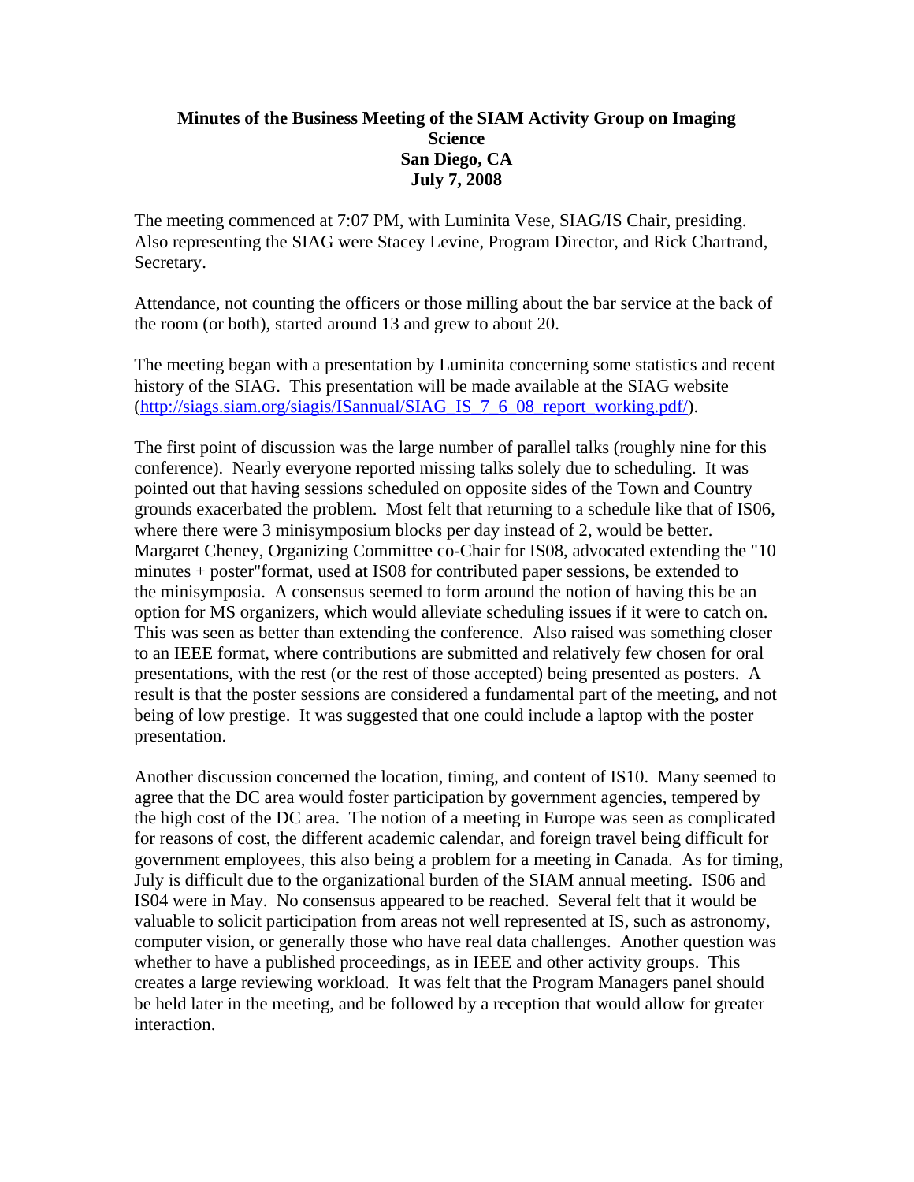**Minutes of the Business Meeting of the SIAM Activity Group on Imaging Science**
**San Diego, CA**
**July 7, 2008**

The meeting commenced at 7:07 PM, with Luminita Vese, SIAG/IS Chair, presiding. Also representing the SIAG were Stacey Levine, Program Director, and Rick Chartrand, Secretary.

Attendance, not counting the officers or those milling about the bar service at the back of the room (or both), started around 13 and grew to about 20.

The meeting began with a presentation by Luminita concerning some statistics and recent history of the SIAG. This presentation will be made available at the SIAG website (http://siags.siam.org/siagis/ISannual/SIAG_IS_7_6_08_report_working.pdf/).

The first point of discussion was the large number of parallel talks (roughly nine for this conference). Nearly everyone reported missing talks solely due to scheduling. It was pointed out that having sessions scheduled on opposite sides of the Town and Country grounds exacerbated the problem. Most felt that returning to a schedule like that of IS06, where there were 3 minisymposium blocks per day instead of 2, would be better. Margaret Cheney, Organizing Committee co-Chair for IS08, advocated extending the "10 minutes + poster"format, used at IS08 for contributed paper sessions, be extended to the minisymposia. A consensus seemed to form around the notion of having this be an option for MS organizers, which would alleviate scheduling issues if it were to catch on. This was seen as better than extending the conference. Also raised was something closer to an IEEE format, where contributions are submitted and relatively few chosen for oral presentations, with the rest (or the rest of those accepted) being presented as posters. A result is that the poster sessions are considered a fundamental part of the meeting, and not being of low prestige. It was suggested that one could include a laptop with the poster presentation.

Another discussion concerned the location, timing, and content of IS10. Many seemed to agree that the DC area would foster participation by government agencies, tempered by the high cost of the DC area. The notion of a meeting in Europe was seen as complicated for reasons of cost, the different academic calendar, and foreign travel being difficult for government employees, this also being a problem for a meeting in Canada. As for timing, July is difficult due to the organizational burden of the SIAM annual meeting. IS06 and IS04 were in May. No consensus appeared to be reached. Several felt that it would be valuable to solicit participation from areas not well represented at IS, such as astronomy, computer vision, or generally those who have real data challenges. Another question was whether to have a published proceedings, as in IEEE and other activity groups. This creates a large reviewing workload. It was felt that the Program Managers panel should be held later in the meeting, and be followed by a reception that would allow for greater interaction.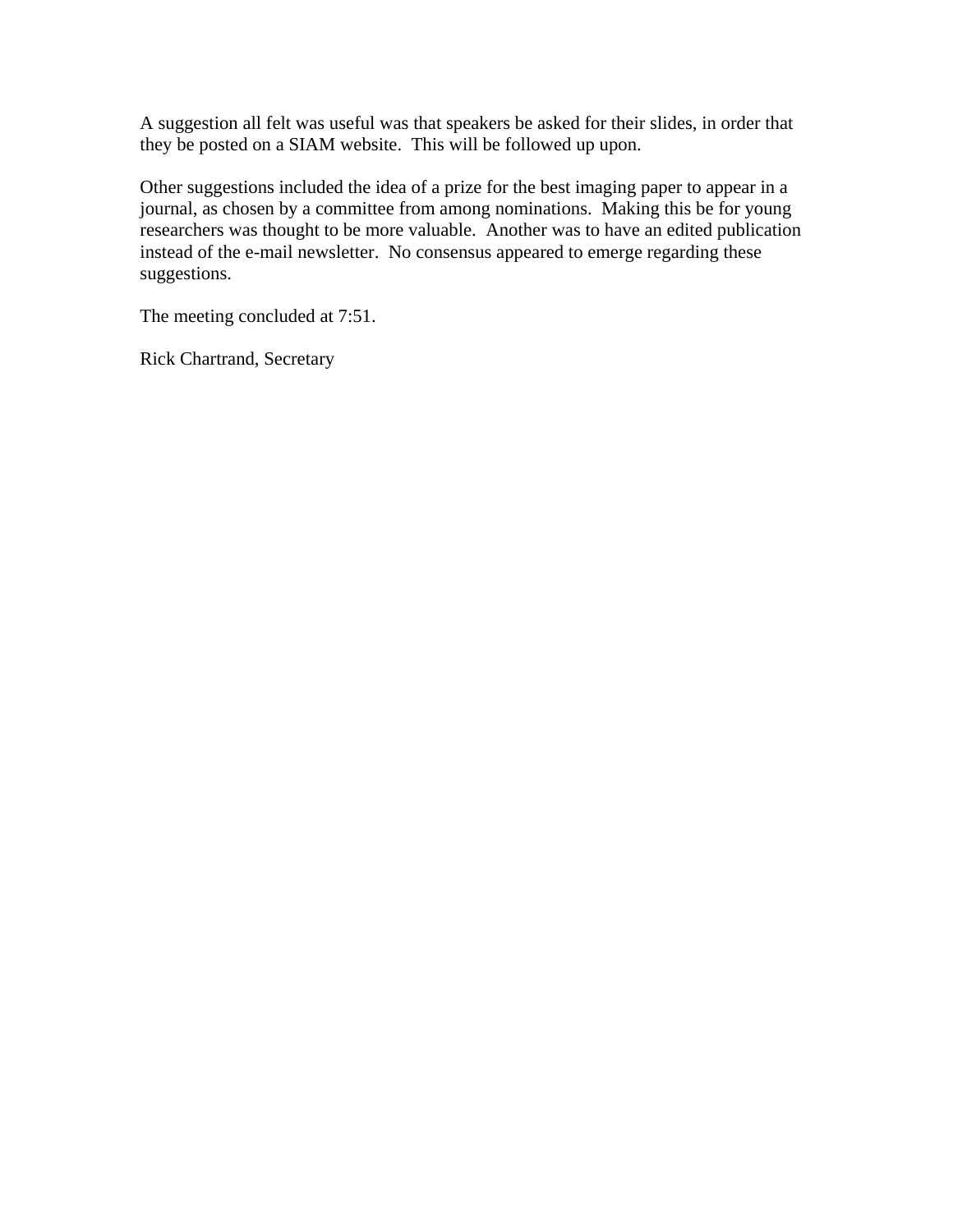A suggestion all felt was useful was that speakers be asked for their slides, in order that they be posted on a SIAM website.  This will be followed up upon.

Other suggestions included the idea of a prize for the best imaging paper to appear in a journal, as chosen by a committee from among nominations.  Making this be for young researchers was thought to be more valuable.  Another was to have an edited publication instead of the e-mail newsletter.  No consensus appeared to emerge regarding these suggestions.

The meeting concluded at 7:51.

Rick Chartrand, Secretary